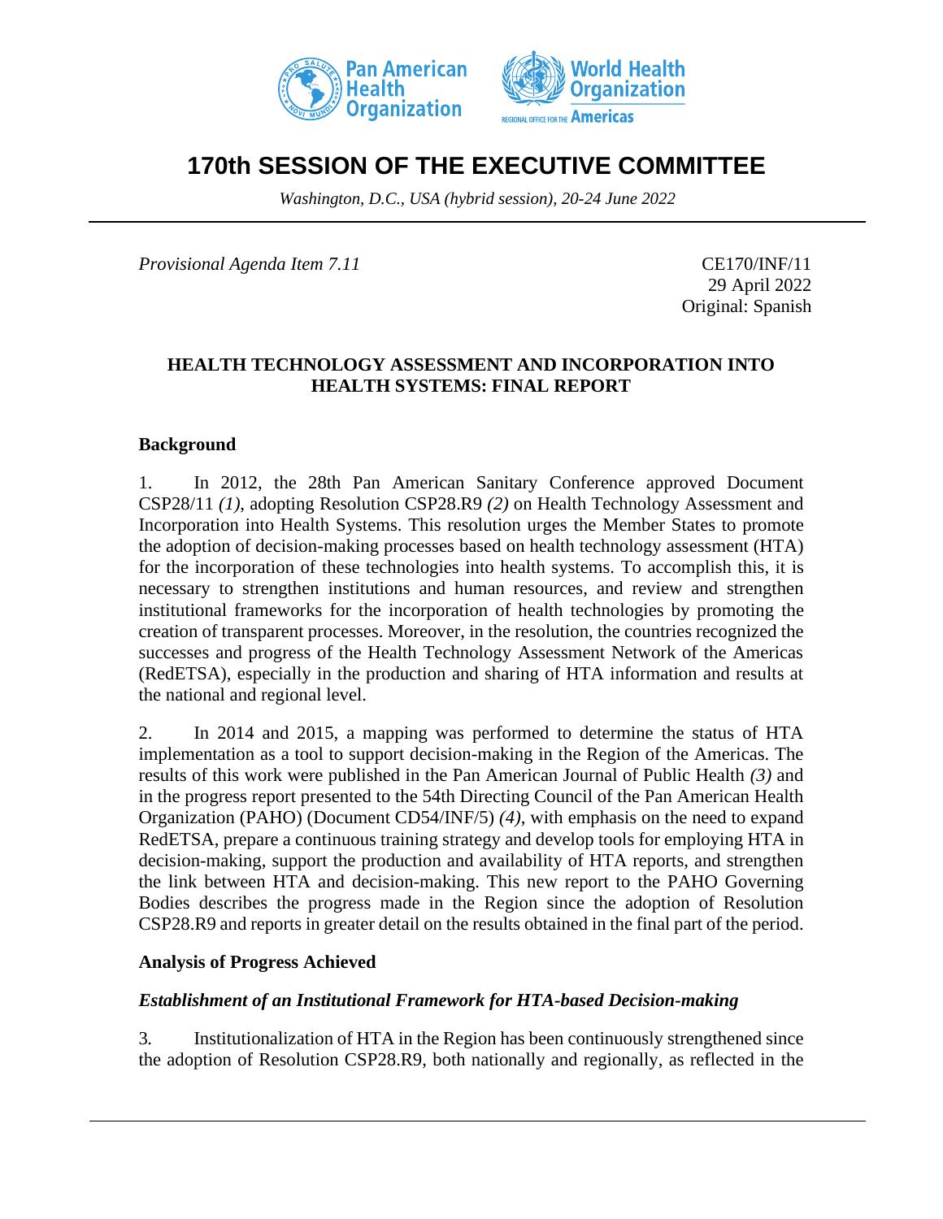# 170th SESSION OF THE EXECUTIVE COMMITTEE

*Washington, D.C., USA (hybrid session), 20-24 June 2022*

*Provisional Agenda Item 7.11*

CE170/INF/11
29 April 2022
Original: Spanish

## HEALTH TECHNOLOGY ASSESSMENT AND INCORPORATION INTO HEALTH SYSTEMS: FINAL REPORT

### Background

1. In 2012, the 28th Pan American Sanitary Conference approved Document CSP28/11 *(1)*, adopting Resolution CSP28.R9 *(2)* on Health Technology Assessment and Incorporation into Health Systems. This resolution urges the Member States to promote the adoption of decision-making processes based on health technology assessment (HTA) for the incorporation of these technologies into health systems. To accomplish this, it is necessary to strengthen institutions and human resources, and review and strengthen institutional frameworks for the incorporation of health technologies by promoting the creation of transparent processes. Moreover, in the resolution, the countries recognized the successes and progress of the Health Technology Assessment Network of the Americas (RedETSA), especially in the production and sharing of HTA information and results at the national and regional level.

2. In 2014 and 2015, a mapping was performed to determine the status of HTA implementation as a tool to support decision-making in the Region of the Americas. The results of this work were published in the Pan American Journal of Public Health *(3)* and in the progress report presented to the 54th Directing Council of the Pan American Health Organization (PAHO) (Document CD54/INF/5) *(4)*, with emphasis on the need to expand RedETSA, prepare a continuous training strategy and develop tools for employing HTA in decision-making, support the production and availability of HTA reports, and strengthen the link between HTA and decision-making. This new report to the PAHO Governing Bodies describes the progress made in the Region since the adoption of Resolution CSP28.R9 and reports in greater detail on the results obtained in the final part of the period.

### Analysis of Progress Achieved

#### *Establishment of an Institutional Framework for HTA-based Decision-making*

3. Institutionalization of HTA in the Region has been continuously strengthened since the adoption of Resolution CSP28.R9, both nationally and regionally, as reflected in the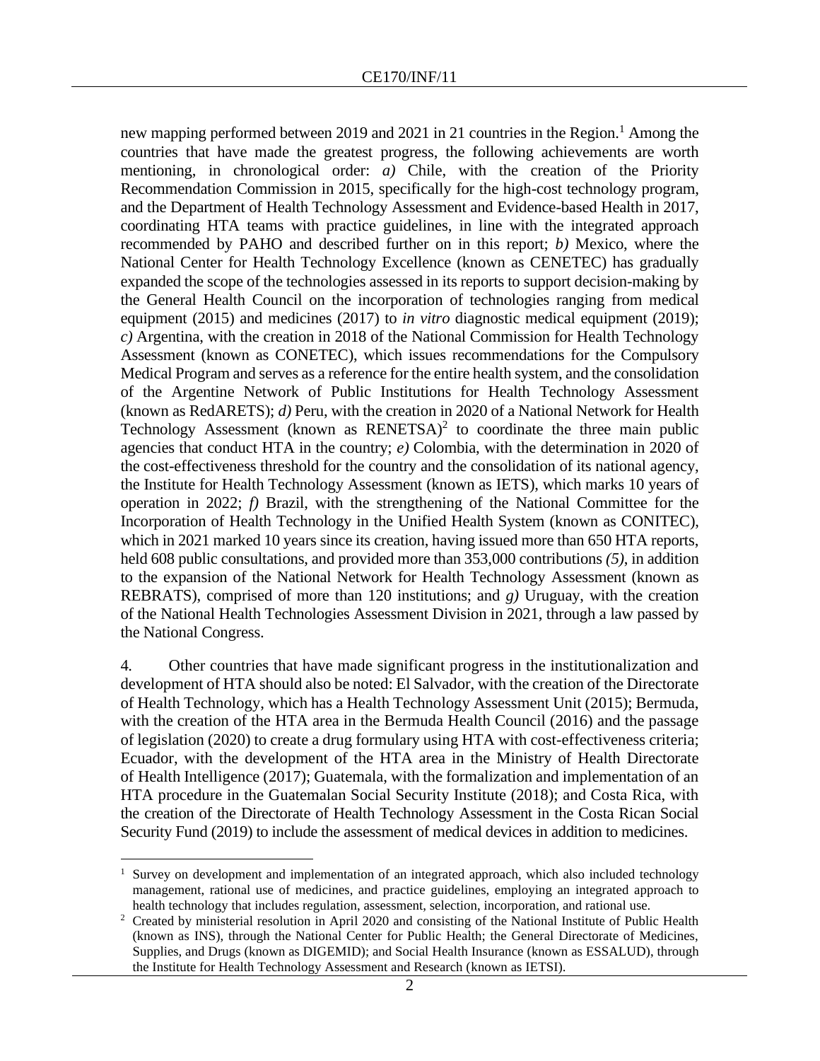new mapping performed between 2019 and 2021 in 21 countries in the Region.[1] Among the countries that have made the greatest progress, the following achievements are worth mentioning, in chronological order: *a)* Chile, with the creation of the Priority Recommendation Commission in 2015, specifically for the high-cost technology program, and the Department of Health Technology Assessment and Evidence-based Health in 2017, coordinating HTA teams with practice guidelines, in line with the integrated approach recommended by PAHO and described further on in this report; *b)* Mexico, where the National Center for Health Technology Excellence (known as CENETEC) has gradually expanded the scope of the technologies assessed in its reports to support decision-making by the General Health Council on the incorporation of technologies ranging from medical equipment (2015) and medicines (2017) to *in vitro* diagnostic medical equipment (2019); *c)* Argentina, with the creation in 2018 of the National Commission for Health Technology Assessment (known as CONETEC), which issues recommendations for the Compulsory Medical Program and serves as a reference for the entire health system, and the consolidation of the Argentine Network of Public Institutions for Health Technology Assessment (known as RedARETS); *d)* Peru, with the creation in 2020 of a National Network for Health Technology Assessment (known as RENETSA)[2] to coordinate the three main public agencies that conduct HTA in the country; *e)* Colombia, with the determination in 2020 of the cost-effectiveness threshold for the country and the consolidation of its national agency, the Institute for Health Technology Assessment (known as IETS), which marks 10 years of operation in 2022; *f)* Brazil, with the strengthening of the National Committee for the Incorporation of Health Technology in the Unified Health System (known as CONITEC), which in 2021 marked 10 years since its creation, having issued more than 650 HTA reports, held 608 public consultations, and provided more than 353,000 contributions *(5)*, in addition to the expansion of the National Network for Health Technology Assessment (known as REBRATS), comprised of more than 120 institutions; and *g)* Uruguay, with the creation of the National Health Technologies Assessment Division in 2021, through a law passed by the National Congress.

4. Other countries that have made significant progress in the institutionalization and development of HTA should also be noted: El Salvador, with the creation of the Directorate of Health Technology, which has a Health Technology Assessment Unit (2015); Bermuda, with the creation of the HTA area in the Bermuda Health Council (2016) and the passage of legislation (2020) to create a drug formulary using HTA with cost-effectiveness criteria; Ecuador, with the development of the HTA area in the Ministry of Health Directorate of Health Intelligence (2017); Guatemala, with the formalization and implementation of an HTA procedure in the Guatemalan Social Security Institute (2018); and Costa Rica, with the creation of the Directorate of Health Technology Assessment in the Costa Rican Social Security Fund (2019) to include the assessment of medical devices in addition to medicines.

---

[1] Survey on development and implementation of an integrated approach, which also included technology management, rational use of medicines, and practice guidelines, employing an integrated approach to health technology that includes regulation, assessment, selection, incorporation, and rational use.

[2] Created by ministerial resolution in April 2020 and consisting of the National Institute of Public Health (known as INS), through the National Center for Public Health; the General Directorate of Medicines, Supplies, and Drugs (known as DIGEMID); and Social Health Insurance (known as ESSALUD), through the Institute for Health Technology Assessment and Research (known as IETSI).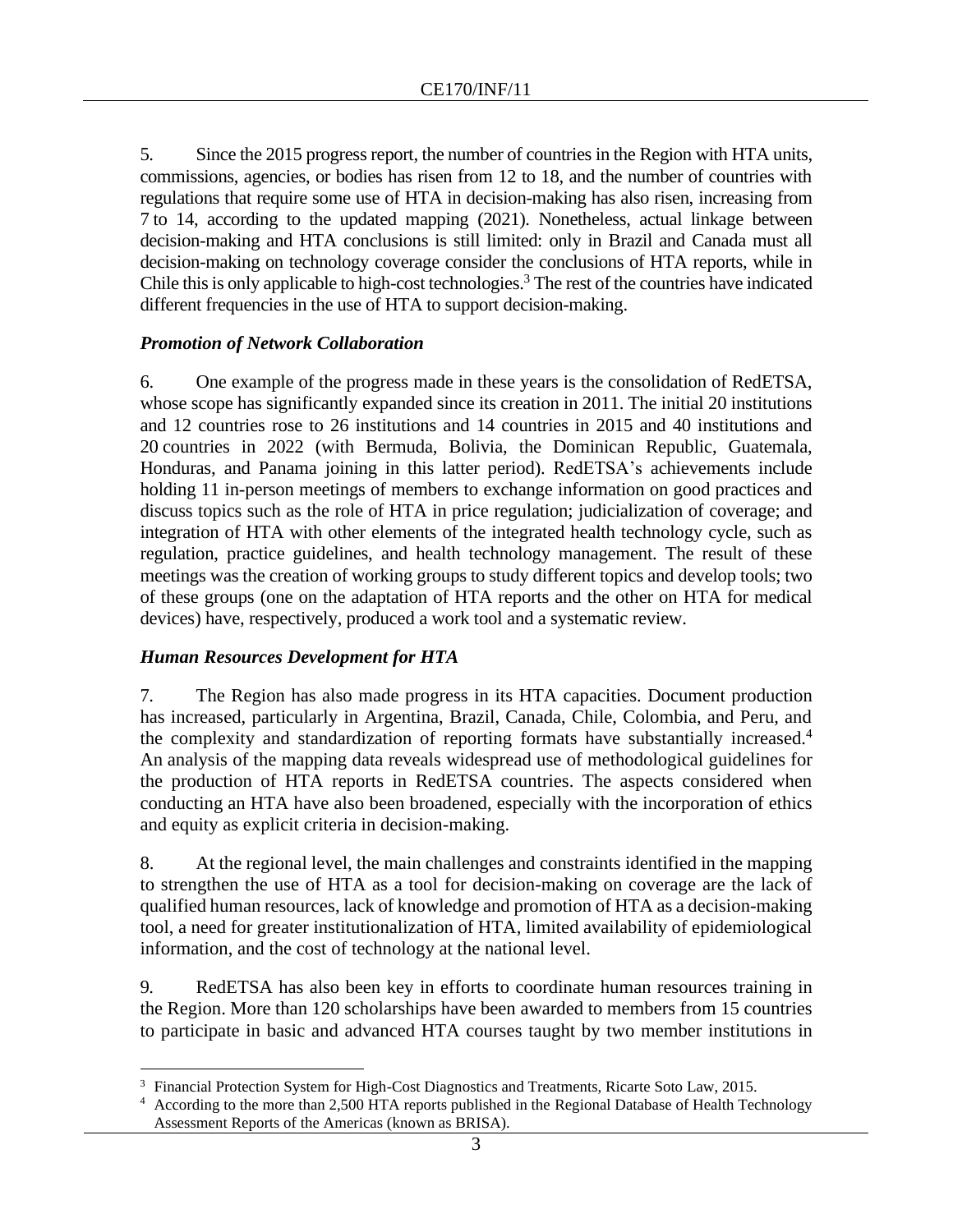5. Since the 2015 progress report, the number of countries in the Region with HTA units, commissions, agencies, or bodies has risen from 12 to 18, and the number of countries with regulations that require some use of HTA in decision-making has also risen, increasing from 7 to 14, according to the updated mapping (2021). Nonetheless, actual linkage between decision-making and HTA conclusions is still limited: only in Brazil and Canada must all decision-making on technology coverage consider the conclusions of HTA reports, while in Chile this is only applicable to high-cost technologies.[3] The rest of the countries have indicated different frequencies in the use of HTA to support decision-making.

### *Promotion of Network Collaboration*

6. One example of the progress made in these years is the consolidation of RedETSA, whose scope has significantly expanded since its creation in 2011. The initial 20 institutions and 12 countries rose to 26 institutions and 14 countries in 2015 and 40 institutions and 20 countries in 2022 (with Bermuda, Bolivia, the Dominican Republic, Guatemala, Honduras, and Panama joining in this latter period). RedETSA's achievements include holding 11 in-person meetings of members to exchange information on good practices and discuss topics such as the role of HTA in price regulation; judicialization of coverage; and integration of HTA with other elements of the integrated health technology cycle, such as regulation, practice guidelines, and health technology management. The result of these meetings was the creation of working groups to study different topics and develop tools; two of these groups (one on the adaptation of HTA reports and the other on HTA for medical devices) have, respectively, produced a work tool and a systematic review.

### *Human Resources Development for HTA*

7. The Region has also made progress in its HTA capacities. Document production has increased, particularly in Argentina, Brazil, Canada, Chile, Colombia, and Peru, and the complexity and standardization of reporting formats have substantially increased.[4] An analysis of the mapping data reveals widespread use of methodological guidelines for the production of HTA reports in RedETSA countries. The aspects considered when conducting an HTA have also been broadened, especially with the incorporation of ethics and equity as explicit criteria in decision-making.

8. At the regional level, the main challenges and constraints identified in the mapping to strengthen the use of HTA as a tool for decision-making on coverage are the lack of qualified human resources, lack of knowledge and promotion of HTA as a decision-making tool, a need for greater institutionalization of HTA, limited availability of epidemiological information, and the cost of technology at the national level.

9. RedETSA has also been key in efforts to coordinate human resources training in the Region. More than 120 scholarships have been awarded to members from 15 countries to participate in basic and advanced HTA courses taught by two member institutions in

---

[3] Financial Protection System for High-Cost Diagnostics and Treatments, Ricarte Soto Law, 2015.

[4] According to the more than 2,500 HTA reports published in the Regional Database of Health Technology Assessment Reports of the Americas (known as BRISA).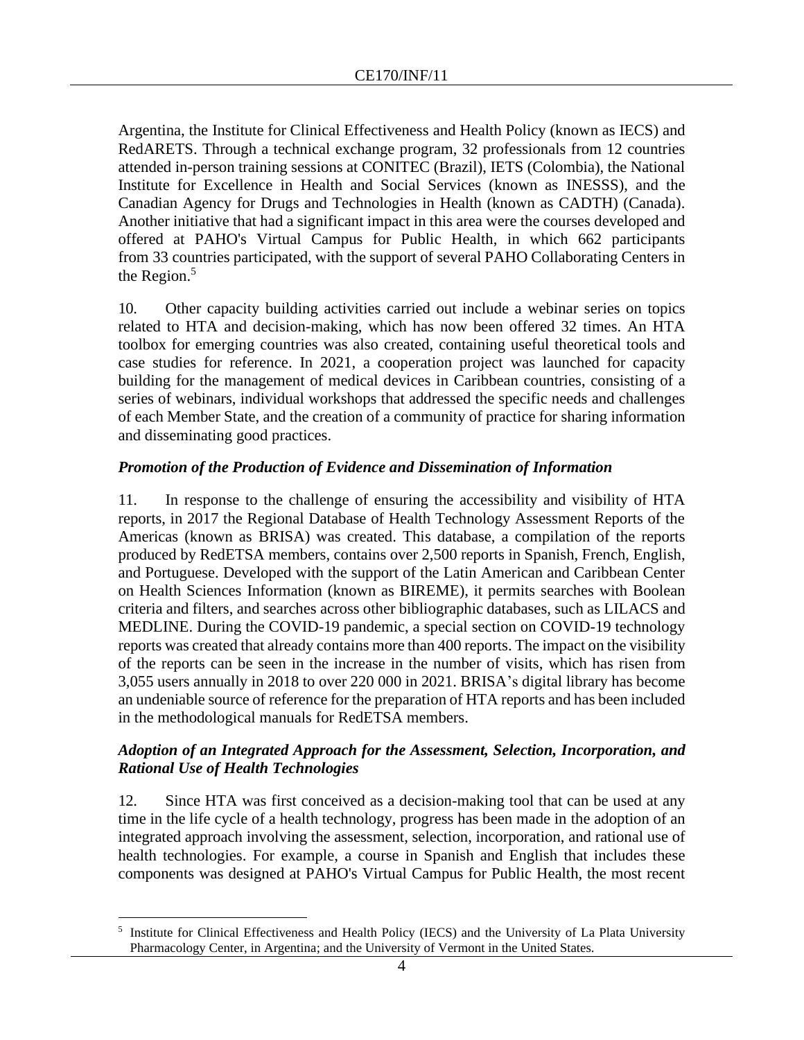Argentina, the Institute for Clinical Effectiveness and Health Policy (known as IECS) and RedARETS. Through a technical exchange program, 32 professionals from 12 countries attended in-person training sessions at CONITEC (Brazil), IETS (Colombia), the National Institute for Excellence in Health and Social Services (known as INESSS), and the Canadian Agency for Drugs and Technologies in Health (known as CADTH) (Canada). Another initiative that had a significant impact in this area were the courses developed and offered at PAHO's Virtual Campus for Public Health, in which 662 participants from 33 countries participated, with the support of several PAHO Collaborating Centers in the Region.[5]

10. Other capacity building activities carried out include a webinar series on topics related to HTA and decision-making, which has now been offered 32 times. An HTA toolbox for emerging countries was also created, containing useful theoretical tools and case studies for reference. In 2021, a cooperation project was launched for capacity building for the management of medical devices in Caribbean countries, consisting of a series of webinars, individual workshops that addressed the specific needs and challenges of each Member State, and the creation of a community of practice for sharing information and disseminating good practices.

### *Promotion of the Production of Evidence and Dissemination of Information*

11. In response to the challenge of ensuring the accessibility and visibility of HTA reports, in 2017 the Regional Database of Health Technology Assessment Reports of the Americas (known as BRISA) was created. This database, a compilation of the reports produced by RedETSA members, contains over 2,500 reports in Spanish, French, English, and Portuguese. Developed with the support of the Latin American and Caribbean Center on Health Sciences Information (known as BIREME), it permits searches with Boolean criteria and filters, and searches across other bibliographic databases, such as LILACS and MEDLINE. During the COVID-19 pandemic, a special section on COVID-19 technology reports was created that already contains more than 400 reports. The impact on the visibility of the reports can be seen in the increase in the number of visits, which has risen from 3,055 users annually in 2018 to over 220 000 in 2021. BRISA's digital library has become an undeniable source of reference for the preparation of HTA reports and has been included in the methodological manuals for RedETSA members.

### *Adoption of an Integrated Approach for the Assessment, Selection, Incorporation, and Rational Use of Health Technologies*

12. Since HTA was first conceived as a decision-making tool that can be used at any time in the life cycle of a health technology, progress has been made in the adoption of an integrated approach involving the assessment, selection, incorporation, and rational use of health technologies. For example, a course in Spanish and English that includes these components was designed at PAHO's Virtual Campus for Public Health, the most recent

---

[5] Institute for Clinical Effectiveness and Health Policy (IECS) and the University of La Plata University Pharmacology Center, in Argentina; and the University of Vermont in the United States.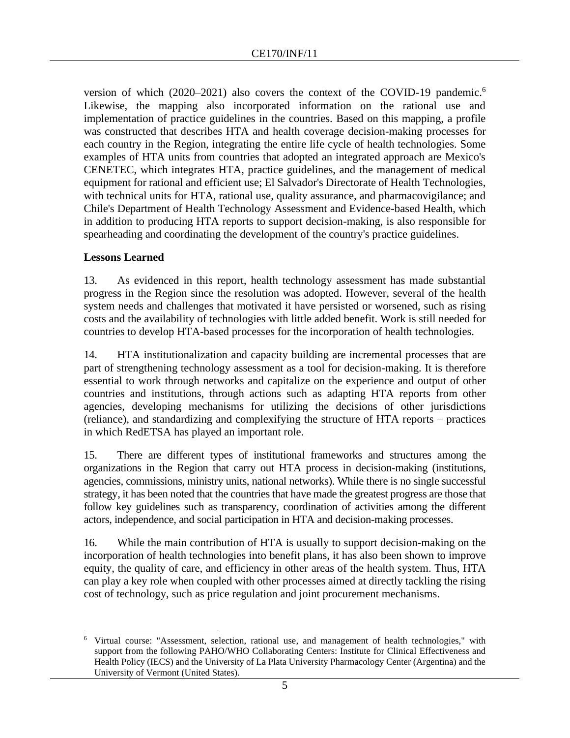version of which (2020–2021) also covers the context of the COVID-19 pandemic.[6] Likewise, the mapping also incorporated information on the rational use and implementation of practice guidelines in the countries. Based on this mapping, a profile was constructed that describes HTA and health coverage decision-making processes for each country in the Region, integrating the entire life cycle of health technologies. Some examples of HTA units from countries that adopted an integrated approach are Mexico's CENETEC, which integrates HTA, practice guidelines, and the management of medical equipment for rational and efficient use; El Salvador's Directorate of Health Technologies, with technical units for HTA, rational use, quality assurance, and pharmacovigilance; and Chile's Department of Health Technology Assessment and Evidence-based Health, which in addition to producing HTA reports to support decision-making, is also responsible for spearheading and coordinating the development of the country's practice guidelines.

**Lessons Learned**

13. As evidenced in this report, health technology assessment has made substantial progress in the Region since the resolution was adopted. However, several of the health system needs and challenges that motivated it have persisted or worsened, such as rising costs and the availability of technologies with little added benefit. Work is still needed for countries to develop HTA-based processes for the incorporation of health technologies.

14. HTA institutionalization and capacity building are incremental processes that are part of strengthening technology assessment as a tool for decision-making. It is therefore essential to work through networks and capitalize on the experience and output of other countries and institutions, through actions such as adapting HTA reports from other agencies, developing mechanisms for utilizing the decisions of other jurisdictions (reliance), and standardizing and complexifying the structure of HTA reports – practices in which RedETSA has played an important role.

15. There are different types of institutional frameworks and structures among the organizations in the Region that carry out HTA process in decision-making (institutions, agencies, commissions, ministry units, national networks). While there is no single successful strategy, it has been noted that the countries that have made the greatest progress are those that follow key guidelines such as transparency, coordination of activities among the different actors, independence, and social participation in HTA and decision-making processes.

16. While the main contribution of HTA is usually to support decision-making on the incorporation of health technologies into benefit plans, it has also been shown to improve equity, the quality of care, and efficiency in other areas of the health system. Thus, HTA can play a key role when coupled with other processes aimed at directly tackling the rising cost of technology, such as price regulation and joint procurement mechanisms.

---

[6] Virtual course: "Assessment, selection, rational use, and management of health technologies," with support from the following PAHO/WHO Collaborating Centers: Institute for Clinical Effectiveness and Health Policy (IECS) and the University of La Plata University Pharmacology Center (Argentina) and the University of Vermont (United States).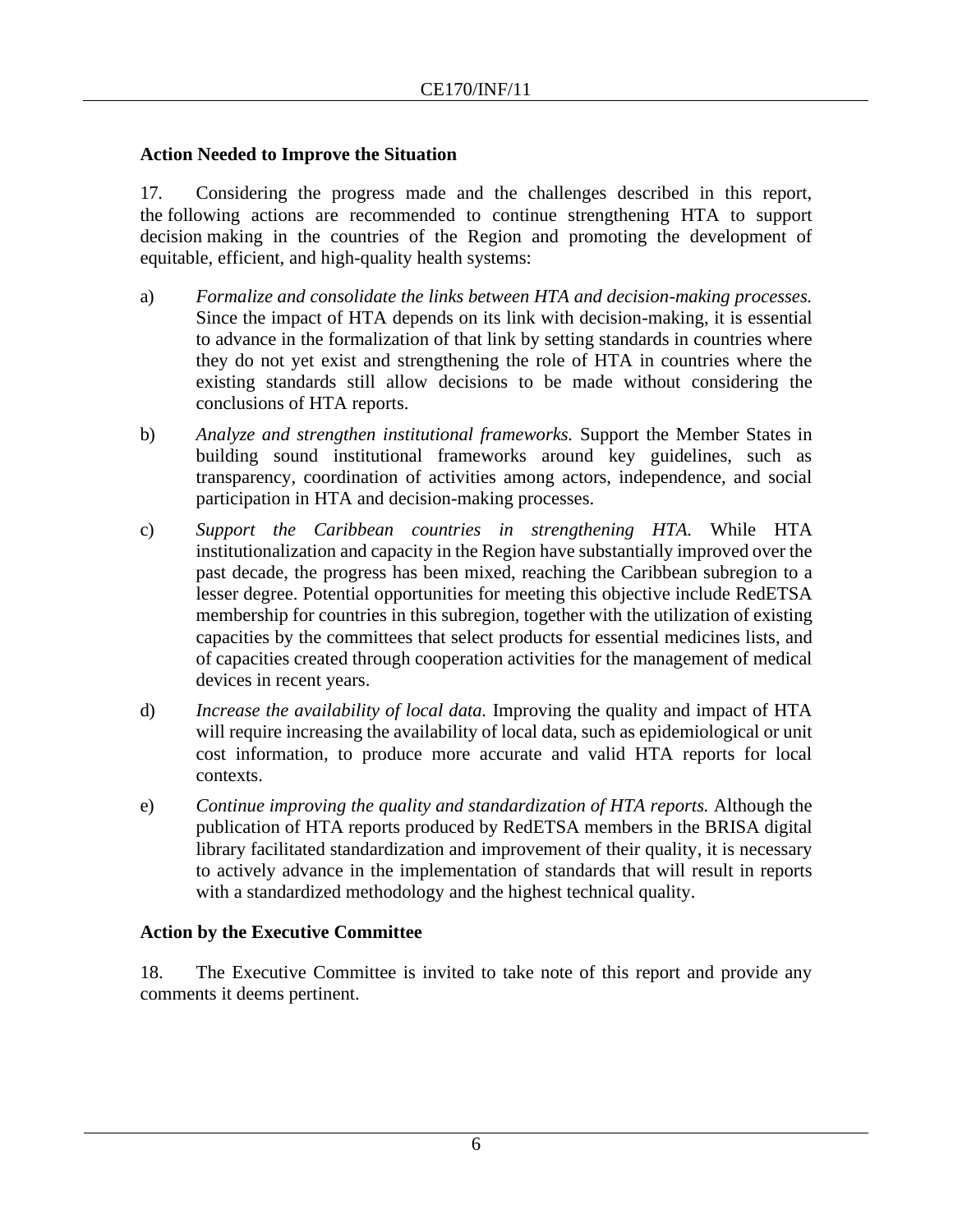## Action Needed to Improve the Situation

17. Considering the progress made and the challenges described in this report, the following actions are recommended to continue strengthening HTA to support decision making in the countries of the Region and promoting the development of equitable, efficient, and high-quality health systems:

a) *Formalize and consolidate the links between HTA and decision-making processes.* Since the impact of HTA depends on its link with decision-making, it is essential to advance in the formalization of that link by setting standards in countries where they do not yet exist and strengthening the role of HTA in countries where the existing standards still allow decisions to be made without considering the conclusions of HTA reports.

b) *Analyze and strengthen institutional frameworks.* Support the Member States in building sound institutional frameworks around key guidelines, such as transparency, coordination of activities among actors, independence, and social participation in HTA and decision-making processes.

c) *Support the Caribbean countries in strengthening HTA.* While HTA institutionalization and capacity in the Region have substantially improved over the past decade, the progress has been mixed, reaching the Caribbean subregion to a lesser degree. Potential opportunities for meeting this objective include RedETSA membership for countries in this subregion, together with the utilization of existing capacities by the committees that select products for essential medicines lists, and of capacities created through cooperation activities for the management of medical devices in recent years.

d) *Increase the availability of local data.* Improving the quality and impact of HTA will require increasing the availability of local data, such as epidemiological or unit cost information, to produce more accurate and valid HTA reports for local contexts.

e) *Continue improving the quality and standardization of HTA reports.* Although the publication of HTA reports produced by RedETSA members in the BRISA digital library facilitated standardization and improvement of their quality, it is necessary to actively advance in the implementation of standards that will result in reports with a standardized methodology and the highest technical quality.

## Action by the Executive Committee

18. The Executive Committee is invited to take note of this report and provide any comments it deems pertinent.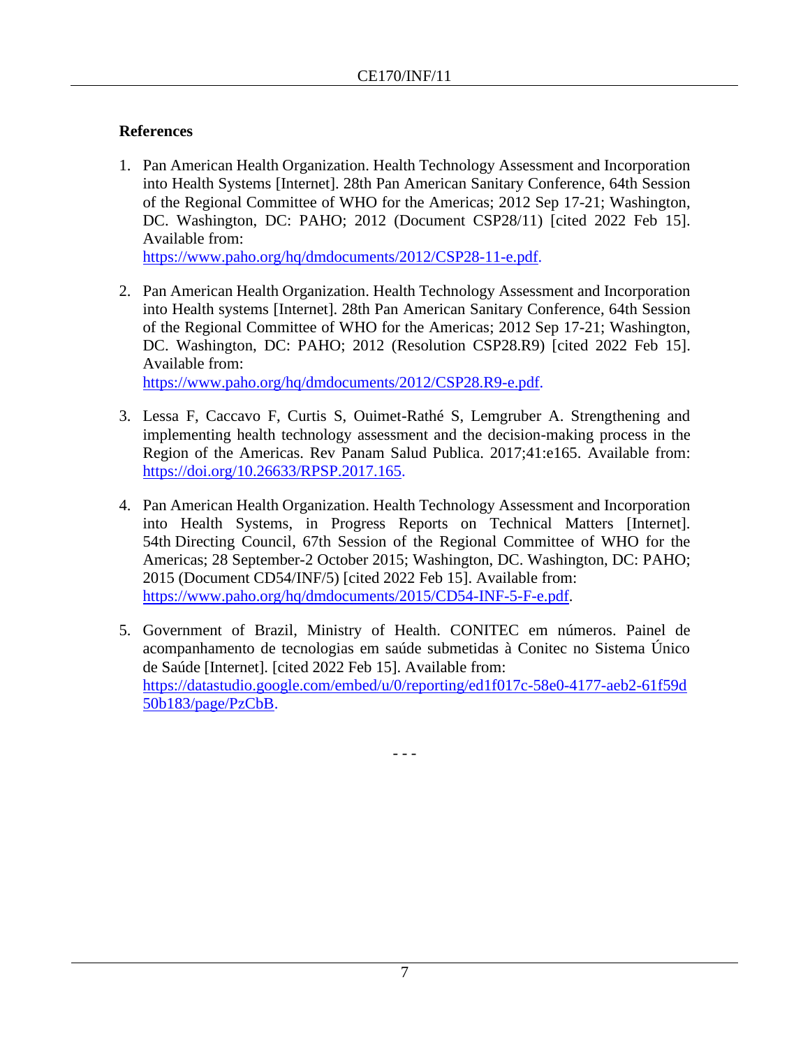## References

1. Pan American Health Organization. Health Technology Assessment and Incorporation into Health Systems [Internet]. 28th Pan American Sanitary Conference, 64th Session of the Regional Committee of WHO for the Americas; 2012 Sep 17-21; Washington, DC. Washington, DC: PAHO; 2012 (Document CSP28/11) [cited 2022 Feb 15]. Available from: https://www.paho.org/hq/dmdocuments/2012/CSP28-11-e.pdf.

2. Pan American Health Organization. Health Technology Assessment and Incorporation into Health systems [Internet]. 28th Pan American Sanitary Conference, 64th Session of the Regional Committee of WHO for the Americas; 2012 Sep 17-21; Washington, DC. Washington, DC: PAHO; 2012 (Resolution CSP28.R9) [cited 2022 Feb 15]. Available from: https://www.paho.org/hq/dmdocuments/2012/CSP28.R9-e.pdf.

3. Lessa F, Caccavo F, Curtis S, Ouimet-Rathé S, Lemgruber A. Strengthening and implementing health technology assessment and the decision-making process in the Region of the Americas. Rev Panam Salud Publica. 2017;41:e165. Available from: https://doi.org/10.26633/RPSP.2017.165.

4. Pan American Health Organization. Health Technology Assessment and Incorporation into Health Systems, in Progress Reports on Technical Matters [Internet]. 54th Directing Council, 67th Session of the Regional Committee of WHO for the Americas; 28 September-2 October 2015; Washington, DC. Washington, DC: PAHO; 2015 (Document CD54/INF/5) [cited 2022 Feb 15]. Available from: https://www.paho.org/hq/dmdocuments/2015/CD54-INF-5-F-e.pdf.

5. Government of Brazil, Ministry of Health. CONITEC em números. Painel de acompanhamento de tecnologias em saúde submetidas à Conitec no Sistema Único de Saúde [Internet]. [cited 2022 Feb 15]. Available from: https://datastudio.google.com/embed/u/0/reporting/ed1f017c-58e0-4177-aeb2-61f59d50b183/page/PzCbB.

- - -